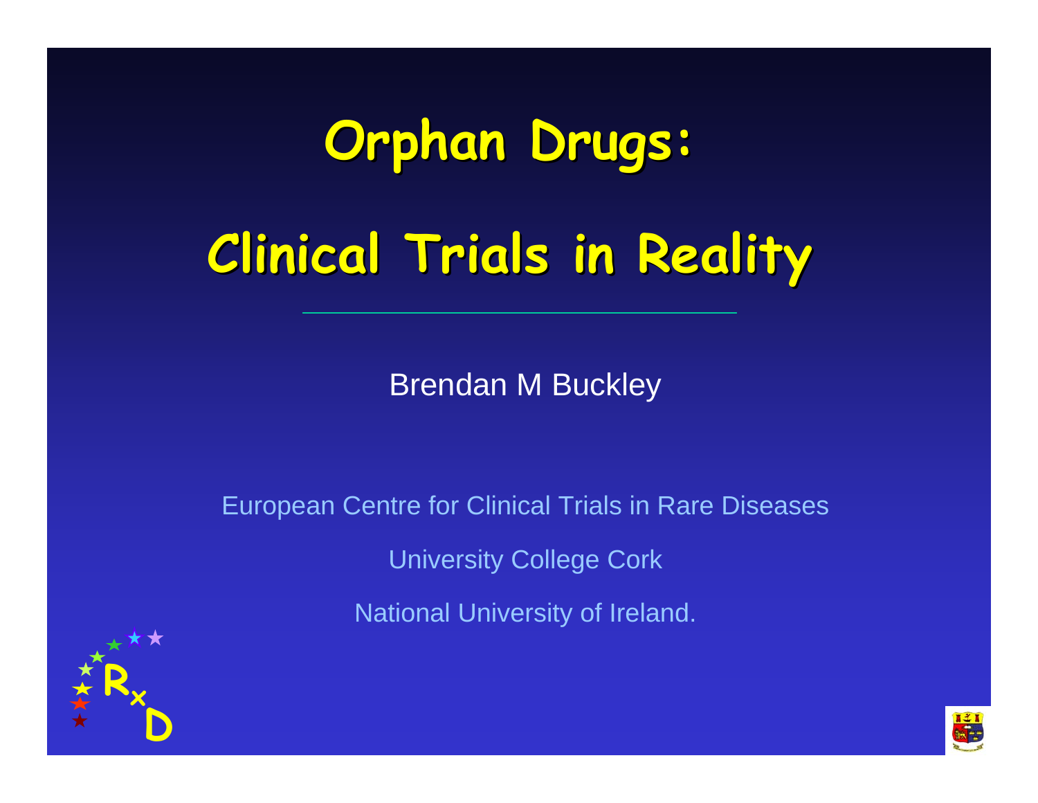# Orphan Drugs:

# Clinical Trials in Reality

Brendan M Buckley

European Centre for Clinical Trials in Rare Diseases

University College Cork

National University of Ireland.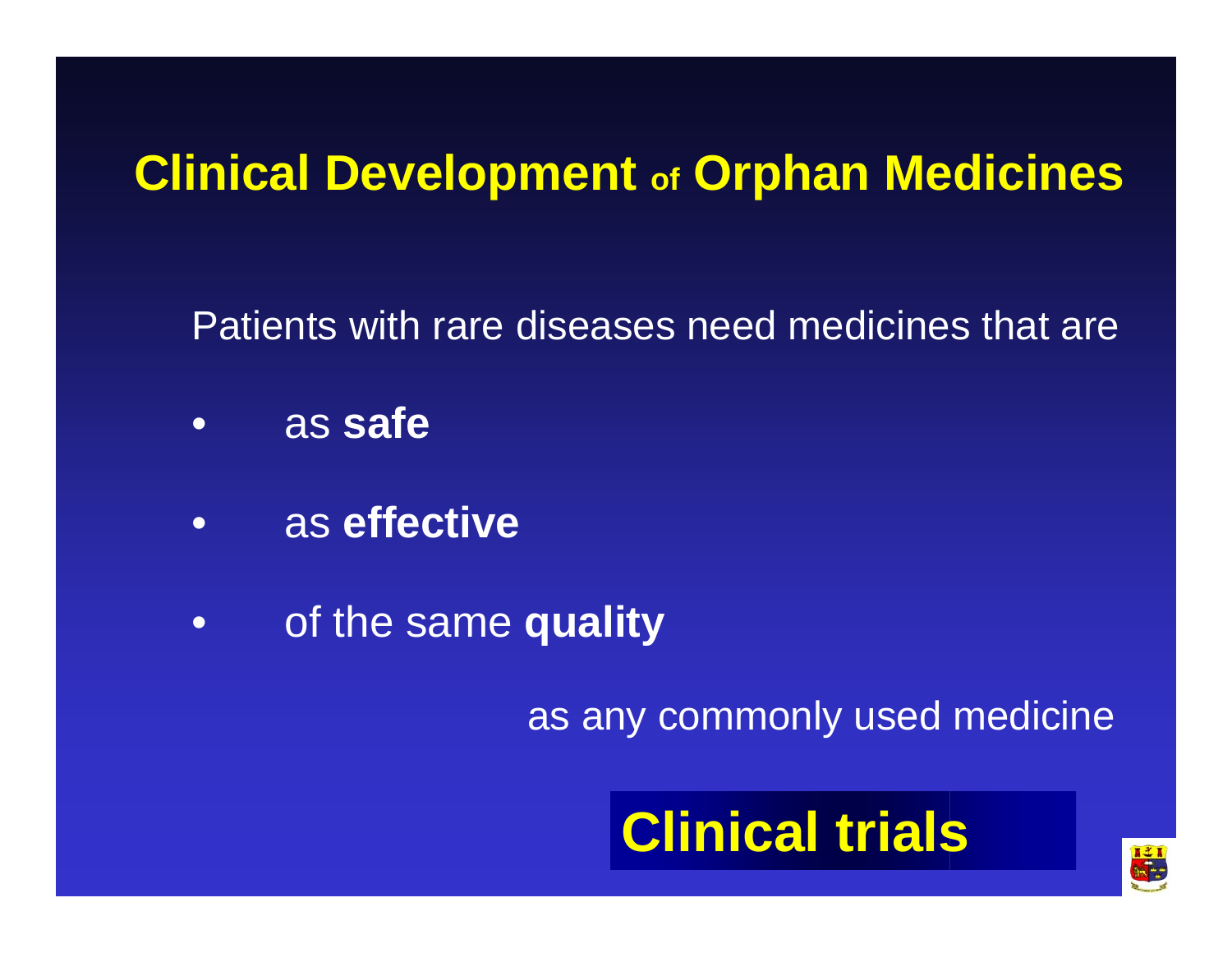# Clinical Development of Orphan Medicines

Patients with rare diseases need medicines that are

- as **safe**
- as **effective**
- of the same **quality**

as any commonly used medicine

**Clinical trials**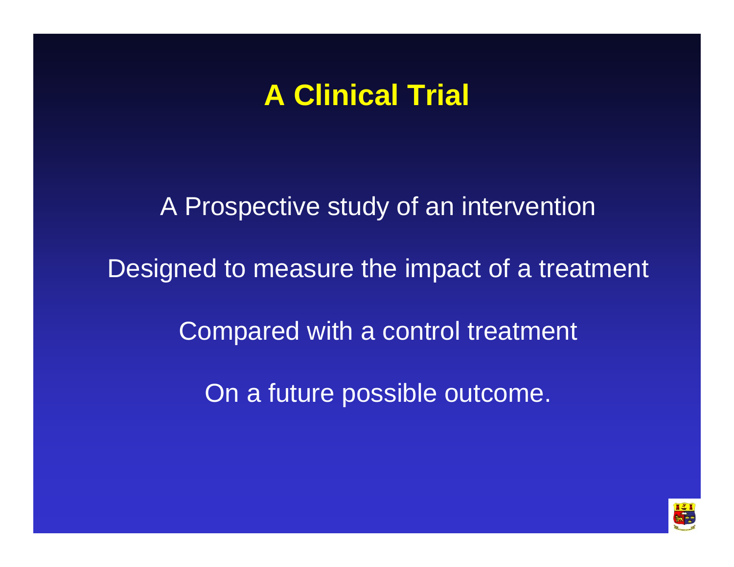# A Clinical Trial

A Prospective study of an intervention

Designed to measure the impact of a treatment

Compared with a control treatment

On a future possible outcome.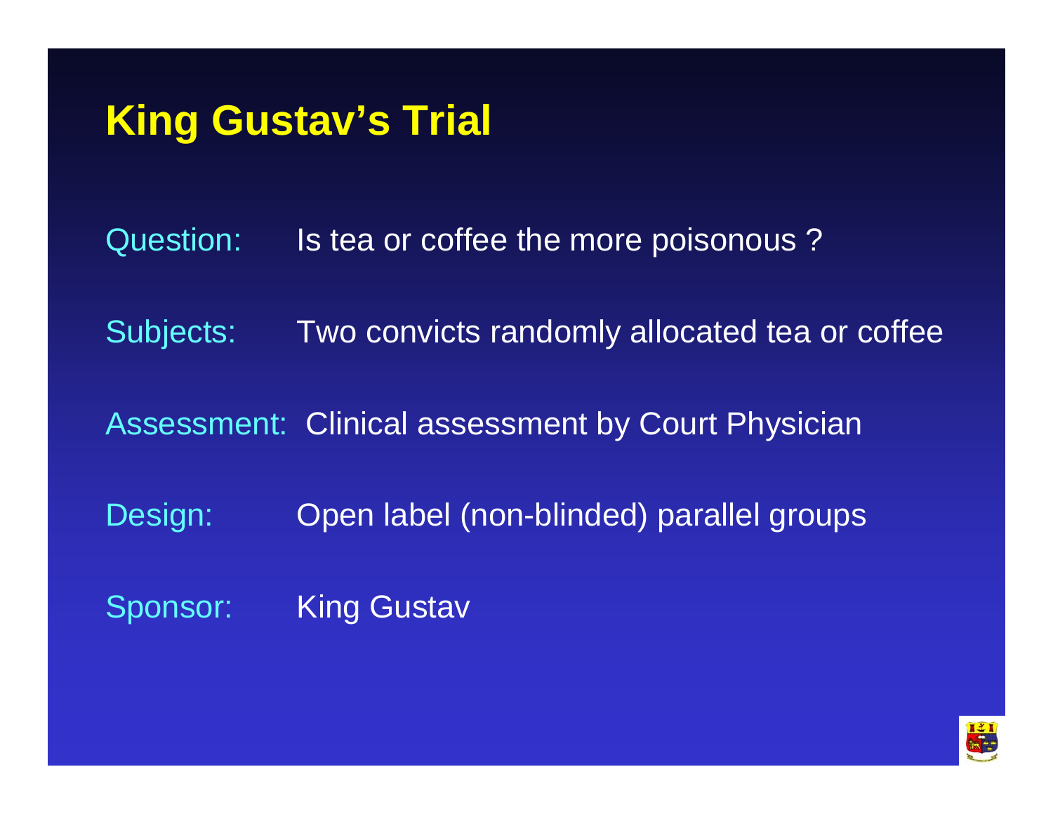# King Gustav's Trial

Question: Is tea or coffee the more poisonous ?

Subjects: Two convicts randomly allocated tea or coffee

Assessment: Clinical assessment by Court Physician

Design: Open label (non-blinded) parallel groups

Sponsor: King Gustav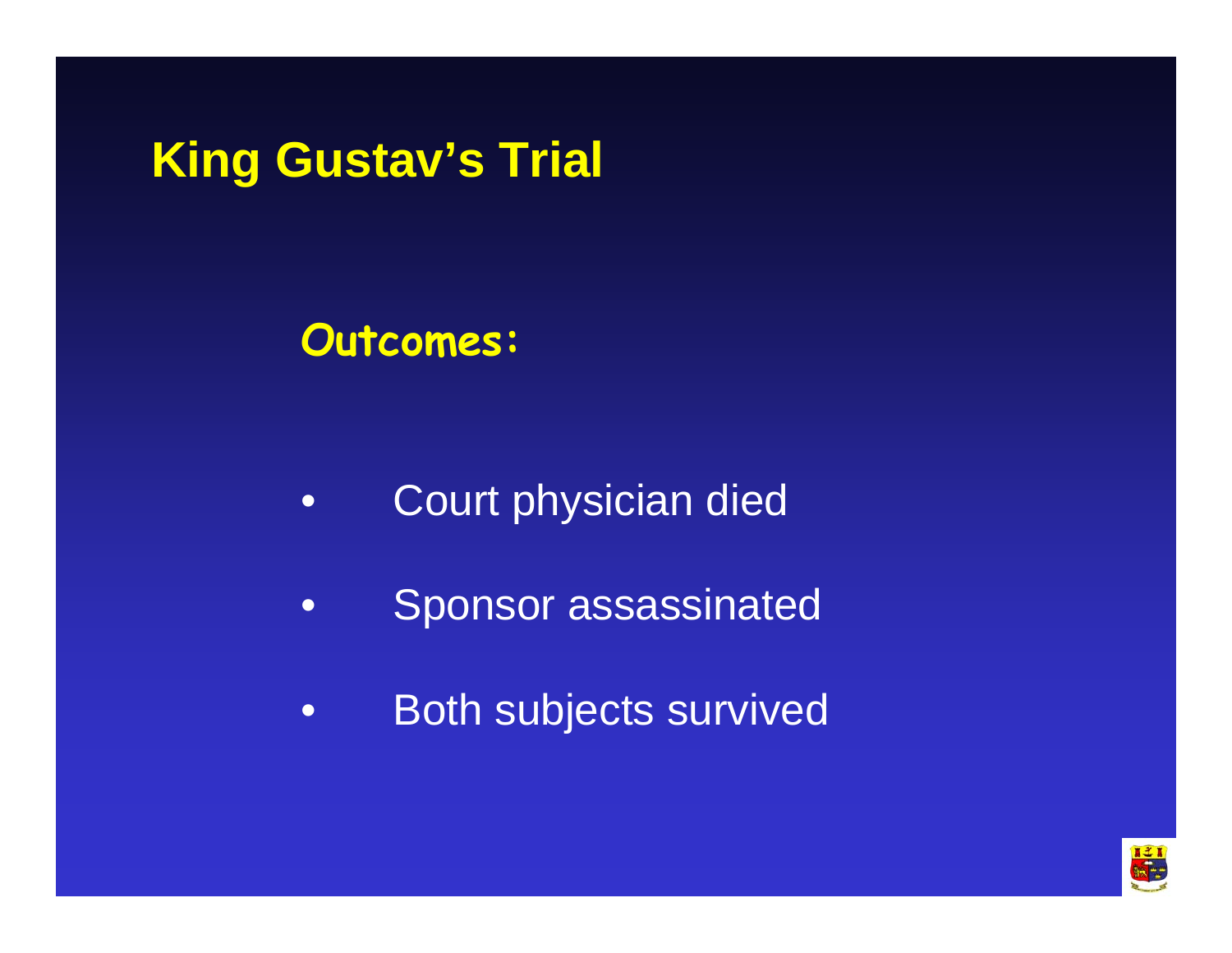# King Gustav's Trial

## Outcomes:

- Court physician died
- Sponsor assassinated
- Both subjects survived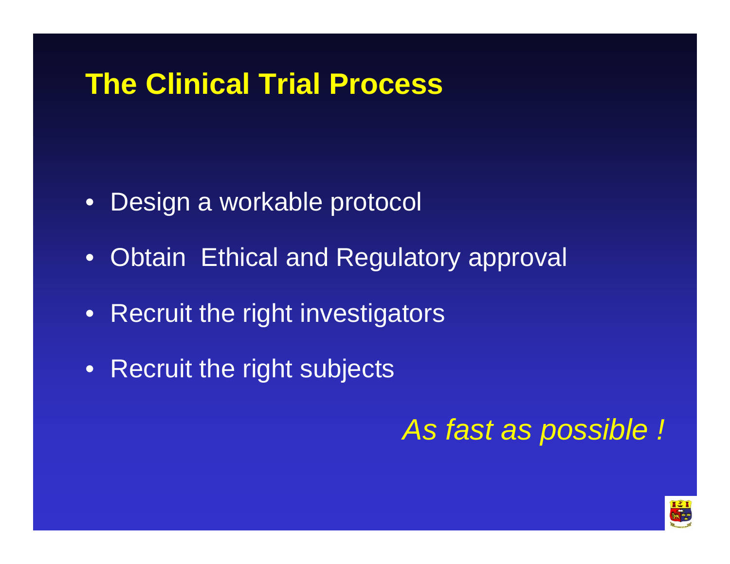# The Clinical Trial Process

- Design a workable protocol
- Obtain Ethical and Regulatory approval
- Recruit the right investigators
- Recruit the right subjects

*As fast as possible !*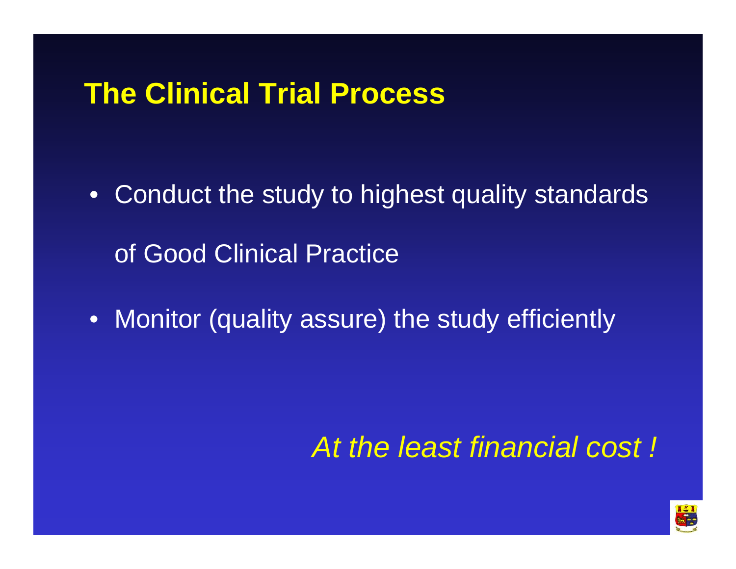# The Clinical Trial Process

- Conduct the study to highest quality standards of Good Clinical Practice
- Monitor (quality assure) the study efficiently

*At the least financial cost !*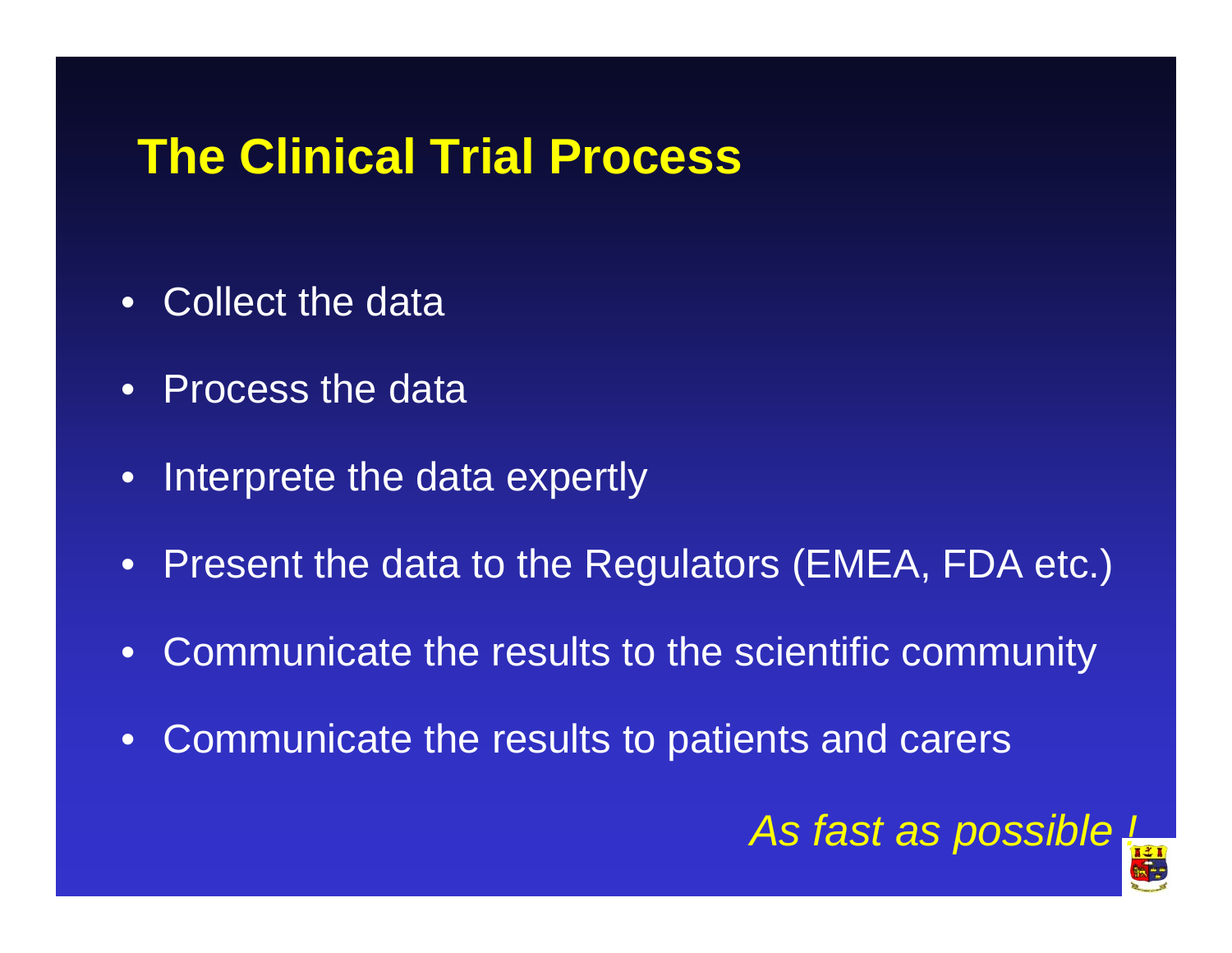# The Clinical Trial Process

- Collect the data
- Process the data
- Interprete the data expertly
- Present the data to the Regulators (EMEA, FDA etc.)
- Communicate the results to the scientific community
- Communicate the results to patients and carers

*As fast as possible !*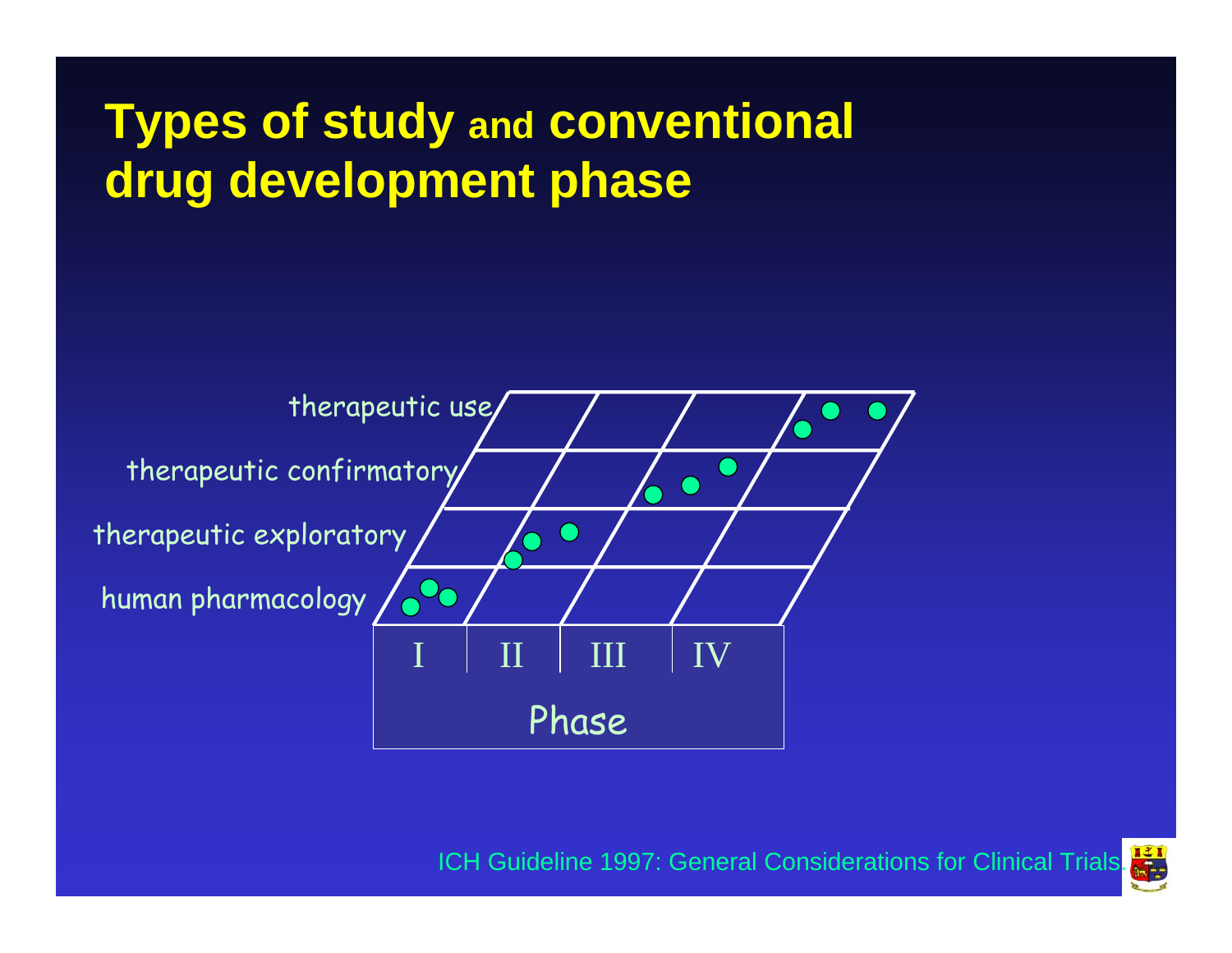# Types of study and conventional drug development phase

therapeutic use

therapeutic confirmatory

therapeutic exploratory

human pharmacology

I II III IV

Phase

ICH Guideline 1997: General Considerations for Clinical Trials.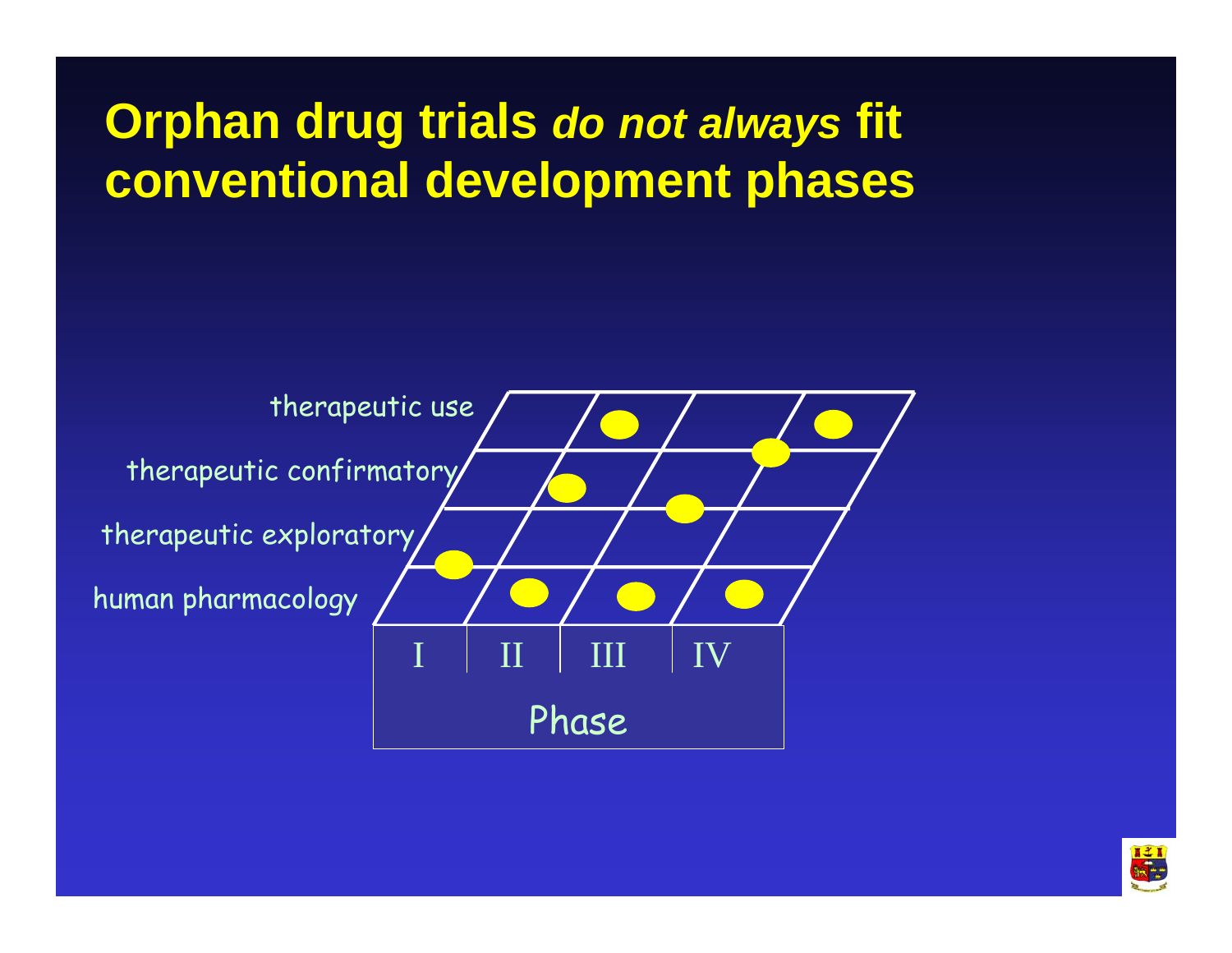# Orphan drug trials *do not always* fit conventional development phases

therapeutic use

therapeutic confirmatory

therapeutic exploratory

human pharmacology

I II III IV

Phase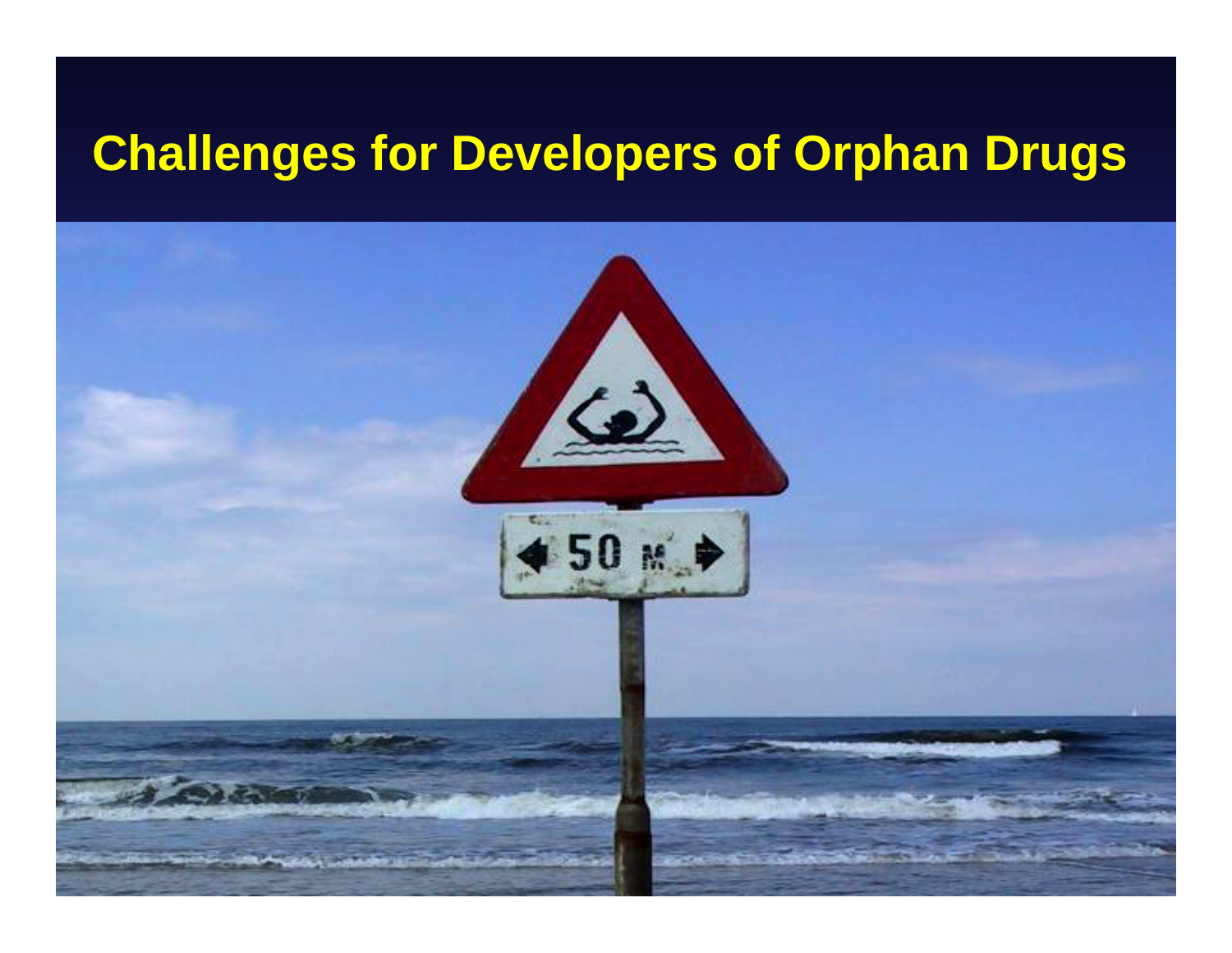# Challenges for Developers of Orphan Drugs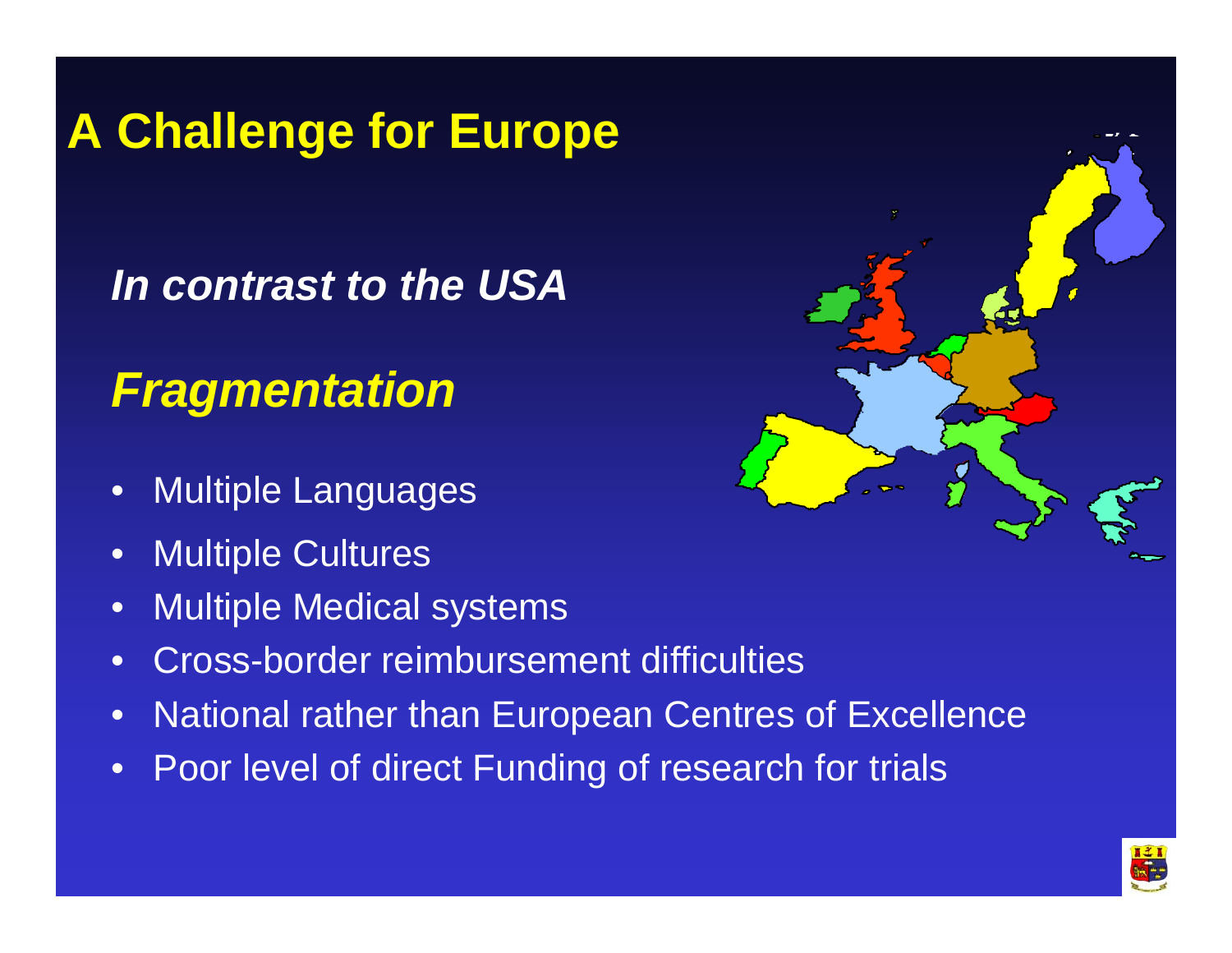# A Challenge for Europe

***In contrast to the USA***

## *Fragmentation*

- Multiple Languages
- Multiple Cultures
- Multiple Medical systems
- Cross-border reimbursement difficulties
- National rather than European Centres of Excellence
- Poor level of direct Funding of research for trials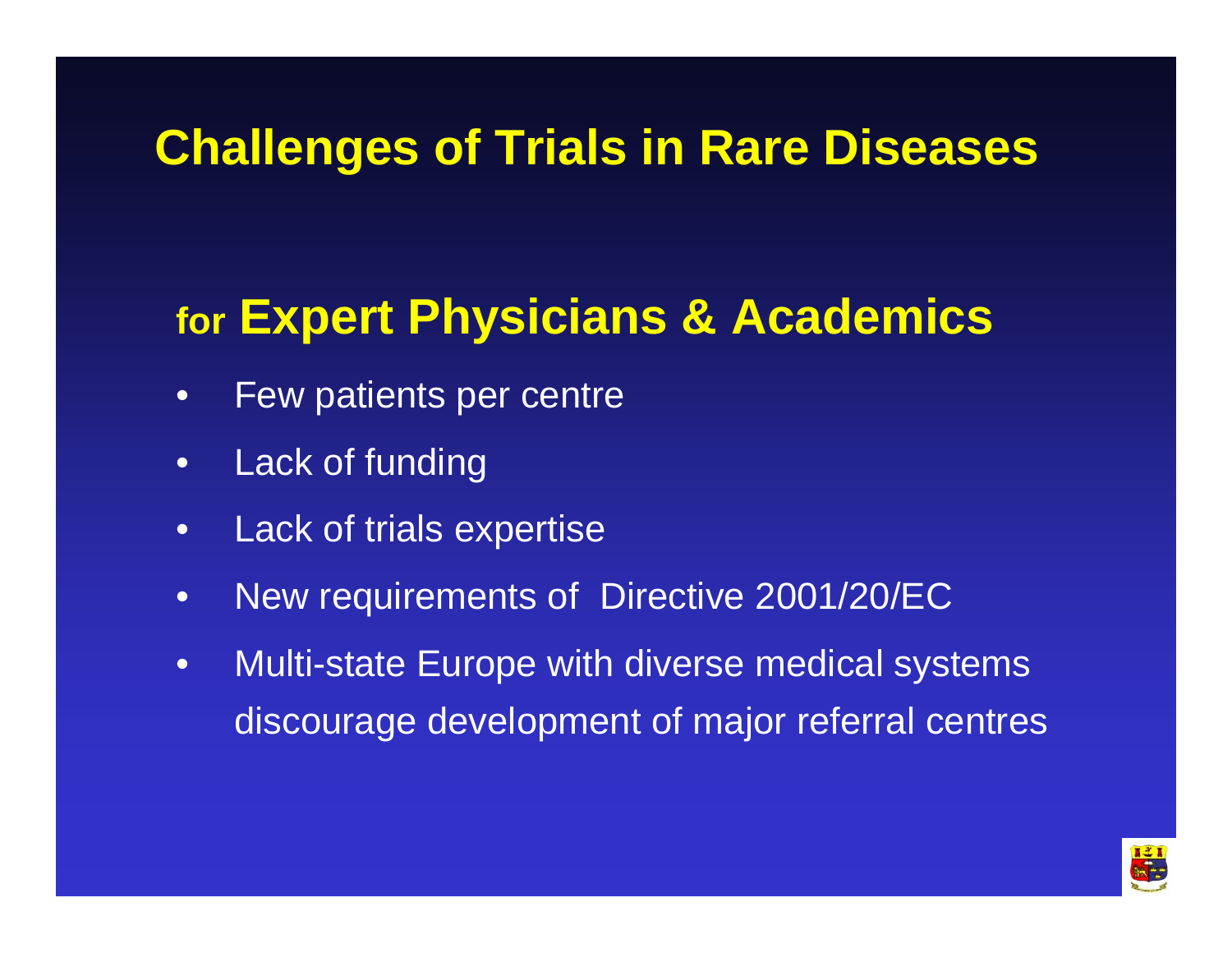# Challenges of Trials in Rare Diseases

## for Expert Physicians & Academics

- Few patients per centre
- Lack of funding
- Lack of trials expertise
- New requirements of  Directive 2001/20/EC
- Multi-state Europe with diverse medical systems discourage development of major referral centres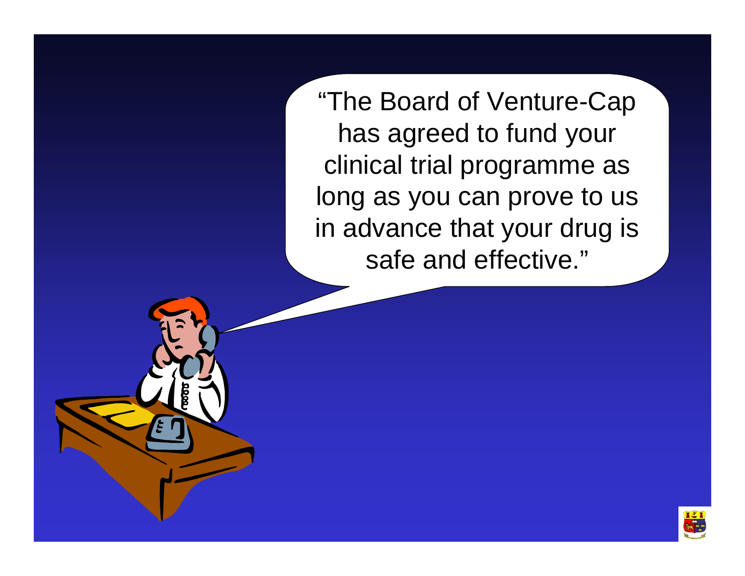"The Board of Venture-Cap has agreed to fund your clinical trial programme as long as you can prove to us in advance that your drug is safe and effective."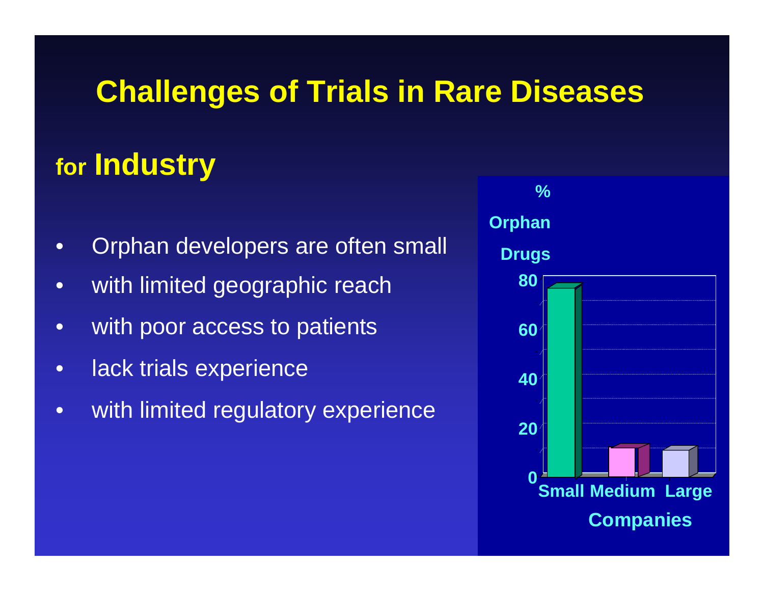# Challenges of Trials in Rare Diseases

## for Industry

- Orphan developers are often small
- with limited geographic reach
- with poor access to patients
- lack trials experience
- with limited regulatory experience

% Orphan Drugs

80
60
40
20
0

Small Medium Large

Companies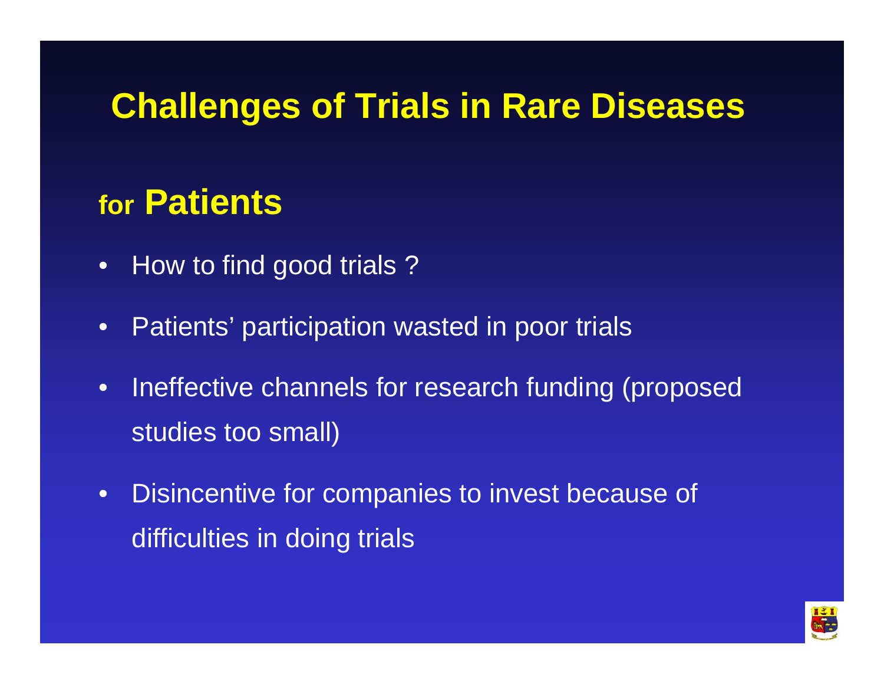# Challenges of Trials in Rare Diseases

## for **Patients**

- How to find good trials ?
- Patients' participation wasted in poor trials
- Ineffective channels for research funding (proposed studies too small)
- Disincentive for companies to invest because of difficulties in doing trials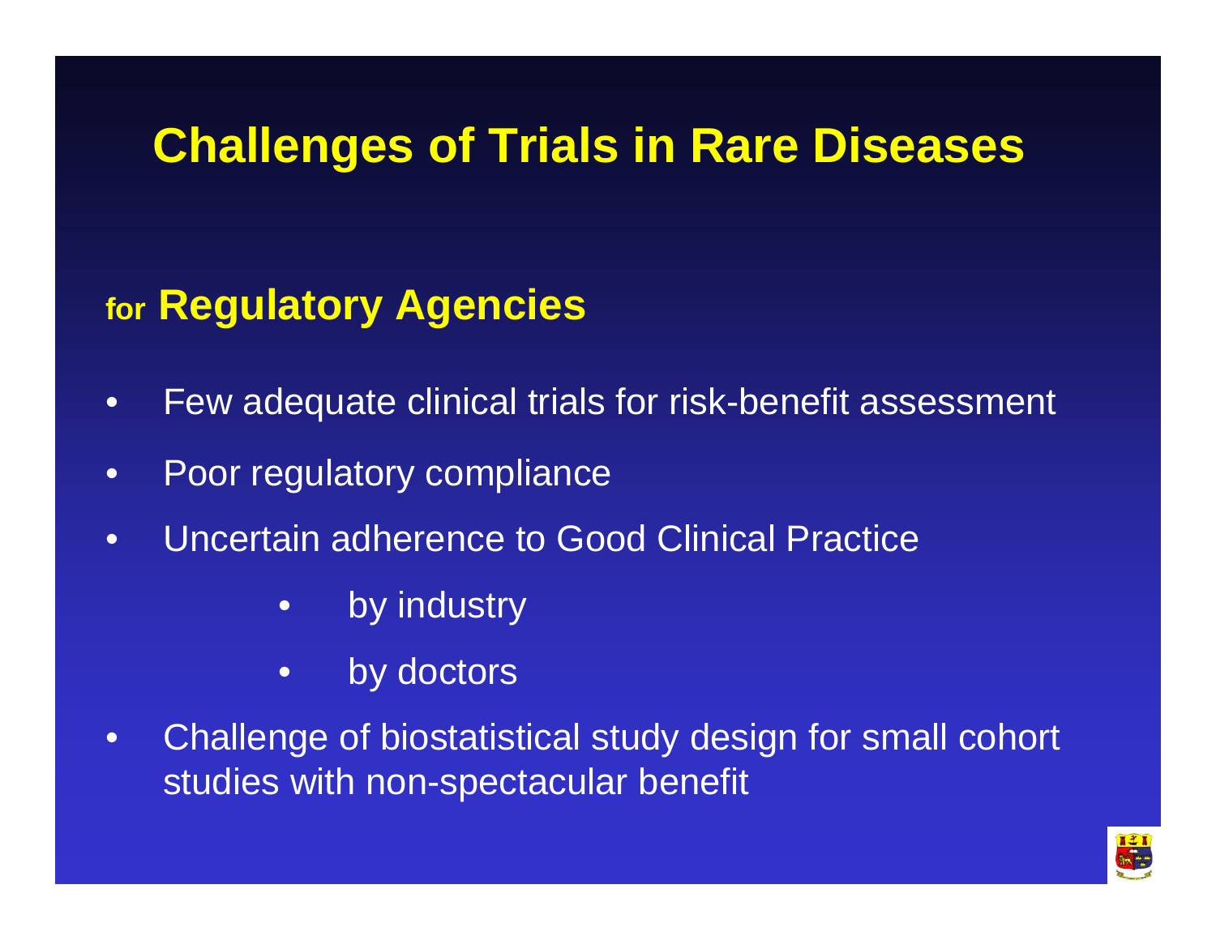# Challenges of Trials in Rare Diseases

## for **Regulatory Agencies**

- Few adequate clinical trials for risk-benefit assessment
- Poor regulatory compliance
- Uncertain adherence to Good Clinical Practice
  - by industry
  - by doctors
- Challenge of biostatistical study design for small cohort studies with non-spectacular benefit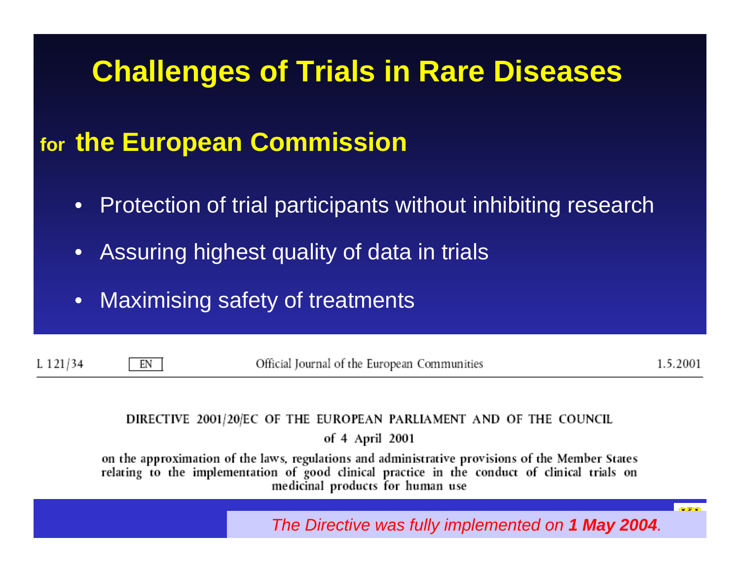# Challenges of Trials in Rare Diseases

## for the European Commission

- Protection of trial participants without inhibiting research
- Assuring highest quality of data in trials
- Maximising safety of treatments

L 121/34 | EN | Official Journal of the European Communities | 1.5.2001

DIRECTIVE 2001/20/EC OF THE EUROPEAN PARLIAMENT AND OF THE COUNCIL

of 4 April 2001

on the approximation of the laws, regulations and administrative provisions of the Member States relating to the implementation of good clinical practice in the conduct of clinical trials on medicinal products for human use

*The Directive was fully implemented on **1 May 2004**.*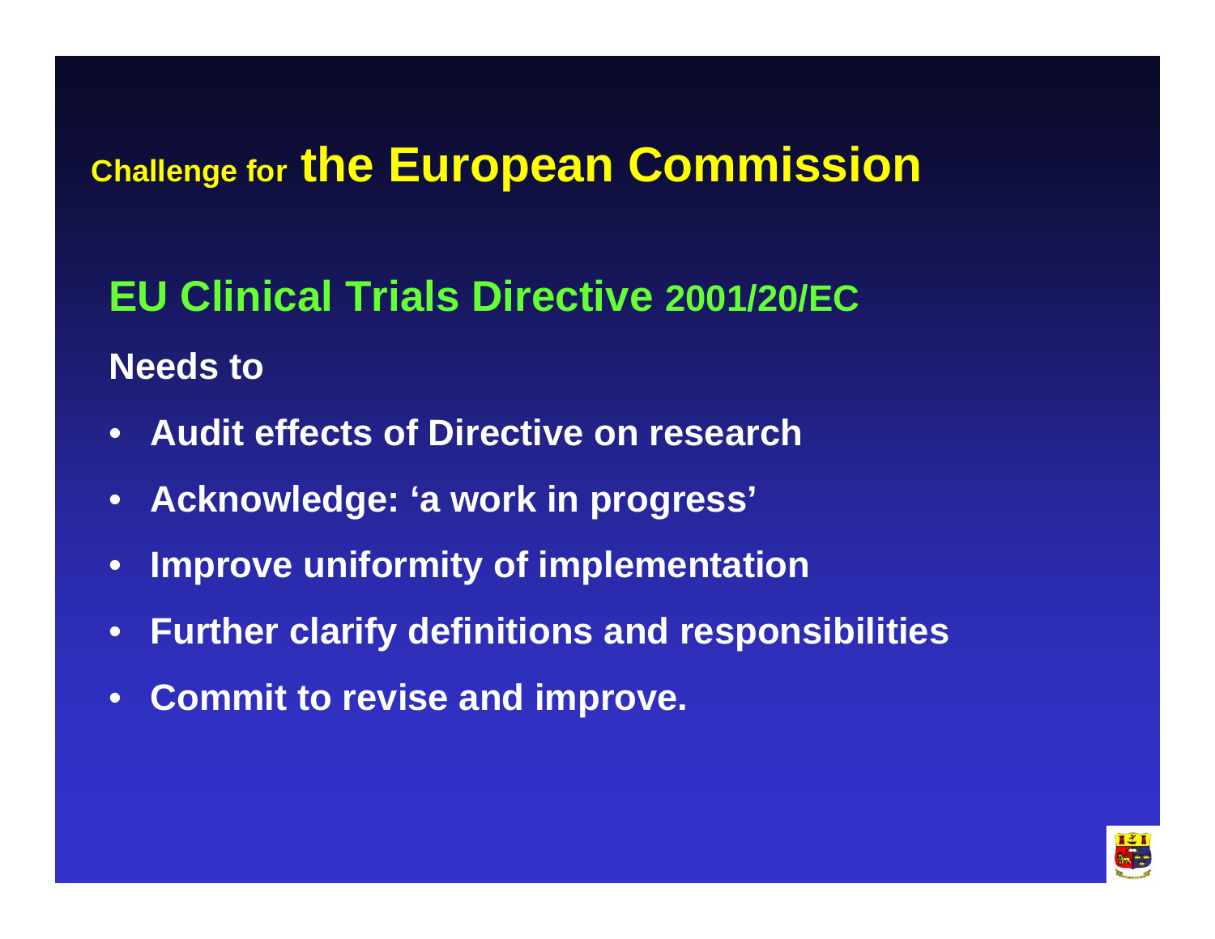# Challenge for the European Commission

## EU Clinical Trials Directive 2001/20/EC

**Needs to**

- **Audit effects of Directive on research**
- **Acknowledge: 'a work in progress'**
- **Improve uniformity of implementation**
- **Further clarify definitions and responsibilities**
- **Commit to revise and improve.**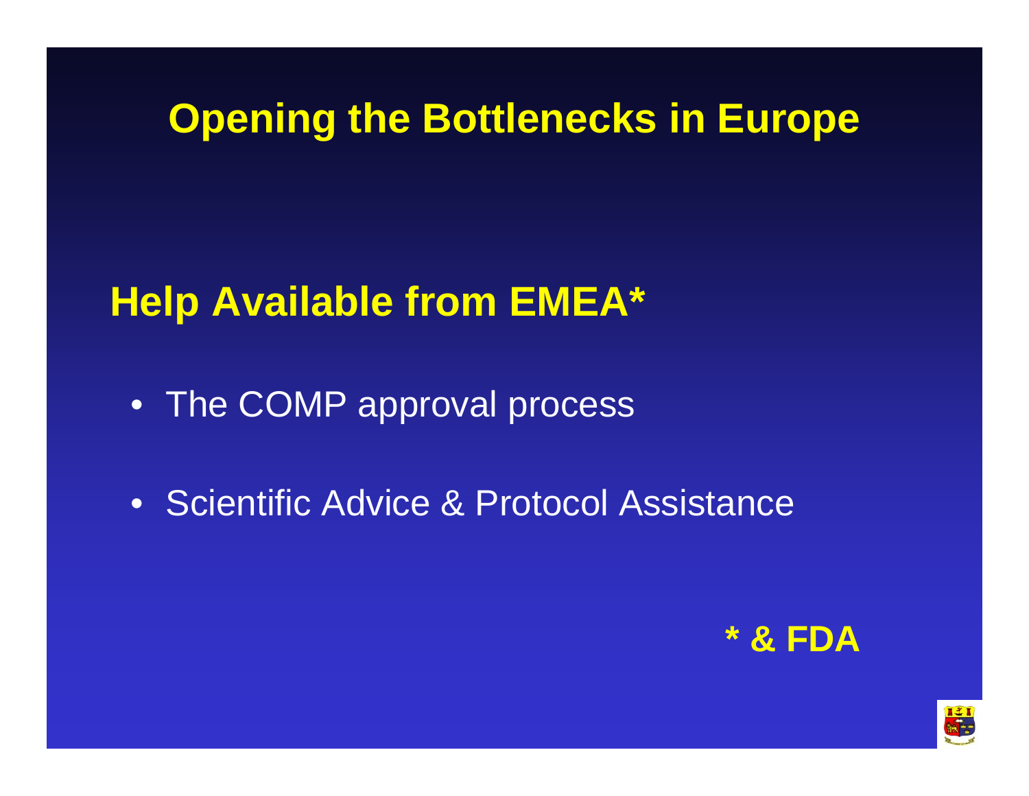# Opening the Bottlenecks in Europe

## Help Available from EMEA*

- The COMP approval process
- Scientific Advice & Protocol Assistance

**\* & FDA**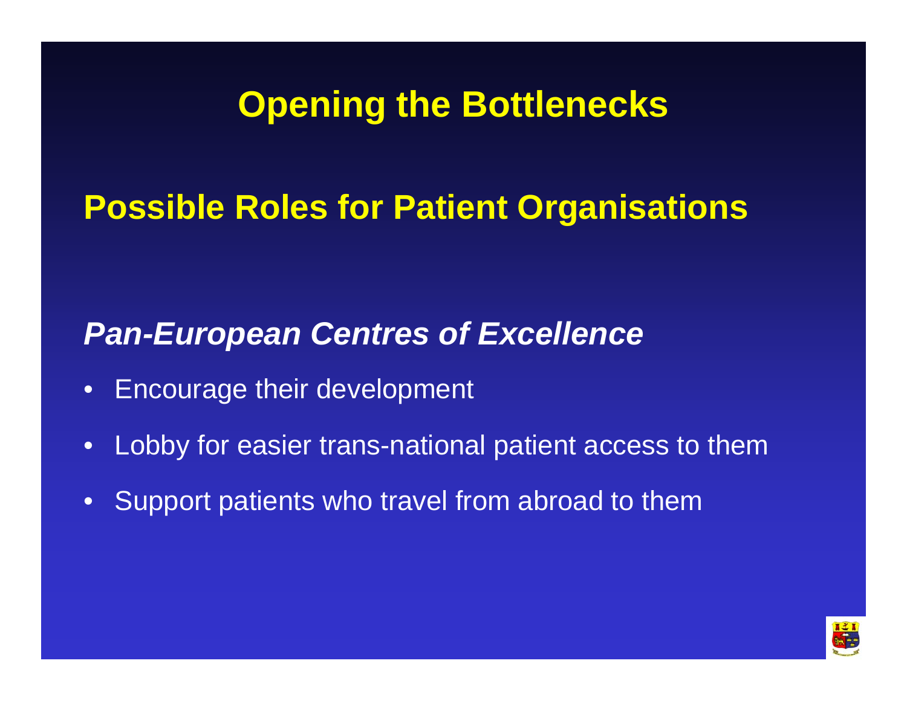# Opening the Bottlenecks

## Possible Roles for Patient Organisations

### *Pan-European Centres of Excellence*

- Encourage their development
- Lobby for easier trans-national patient access to them
- Support patients who travel from abroad to them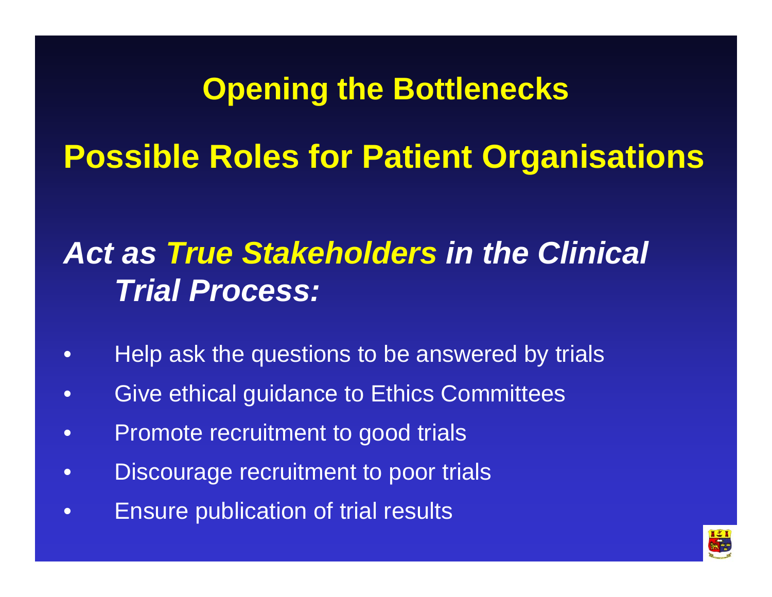# Opening the Bottlenecks

## Possible Roles for Patient Organisations

### *Act as True Stakeholders in the Clinical Trial Process:*

- Help ask the questions to be answered by trials
- Give ethical guidance to Ethics Committees
- Promote recruitment to good trials
- Discourage recruitment to poor trials
- Ensure publication of trial results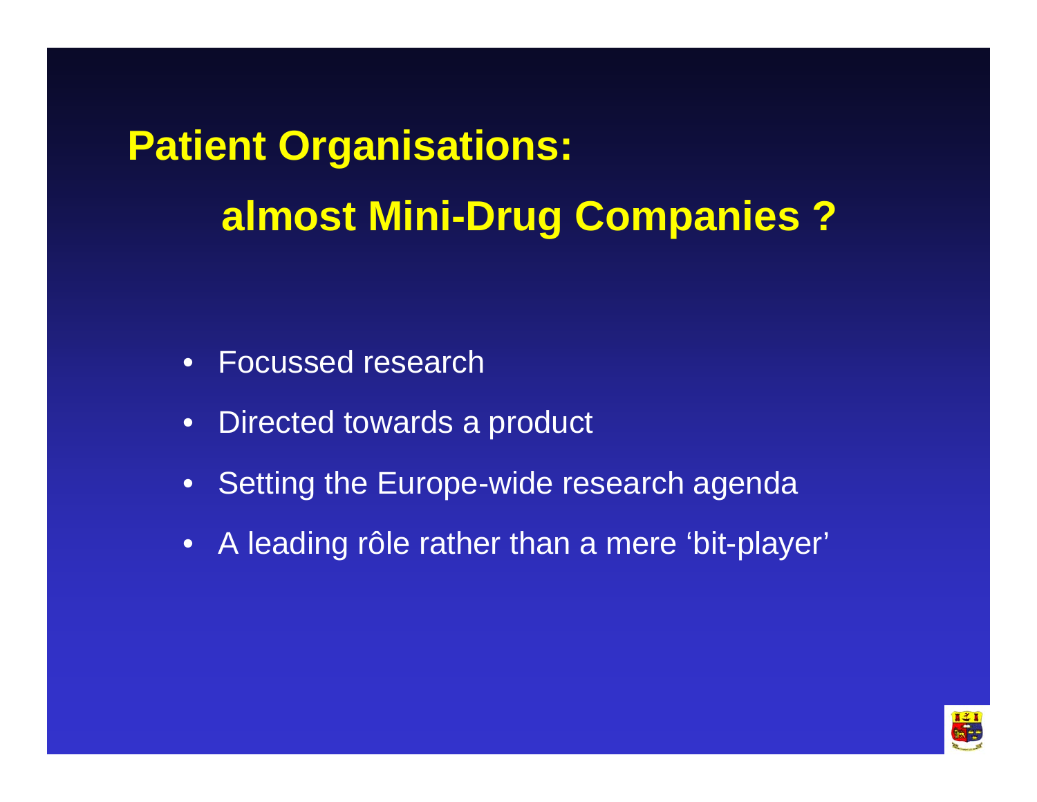# Patient Organisations:

## almost Mini-Drug Companies ?

- Focussed research
- Directed towards a product
- Setting the Europe-wide research agenda
- A leading rôle rather than a mere ‘bit-player’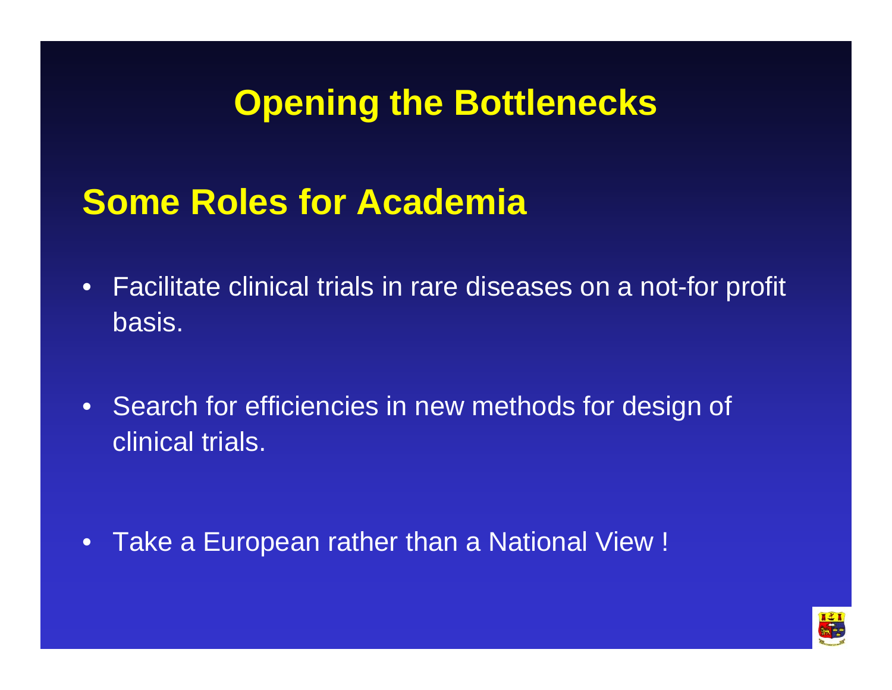# Opening the Bottlenecks

## Some Roles for Academia

- Facilitate clinical trials in rare diseases on a not-for profit basis.
- Search for efficiencies in new methods for design of clinical trials.
- Take a European rather than a National View !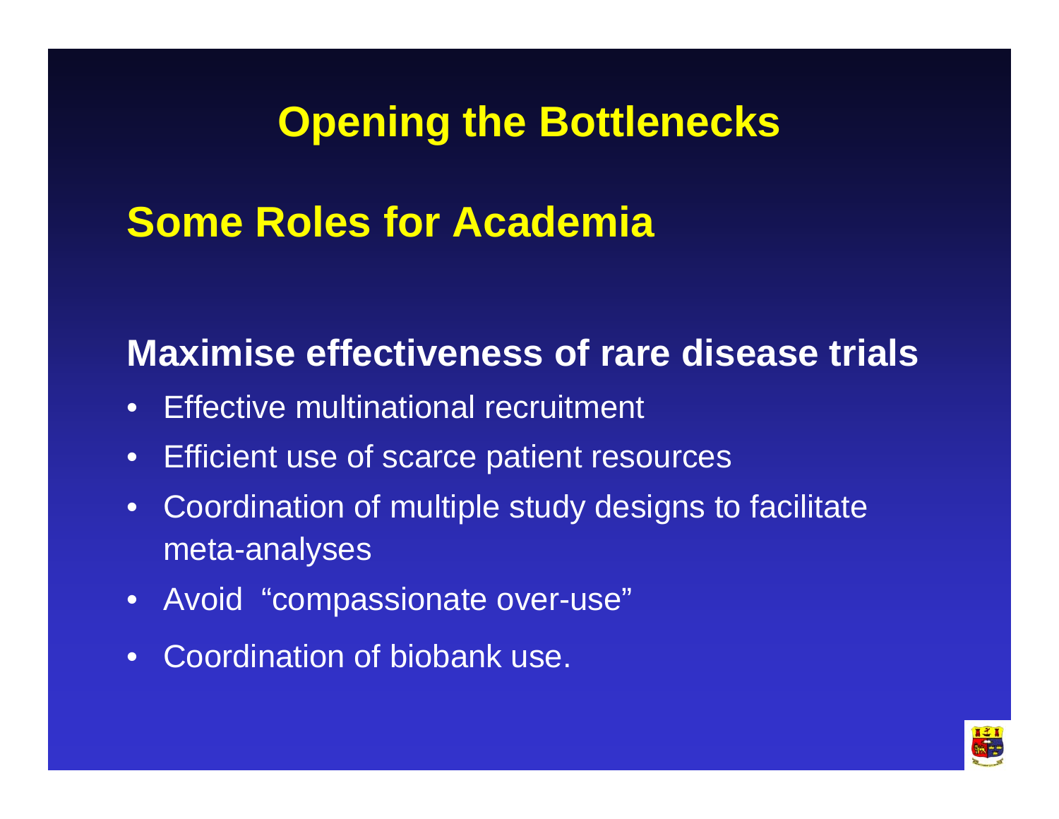# Opening the Bottlenecks

## Some Roles for Academia

### Maximise effectiveness of rare disease trials

- Effective multinational recruitment
- Efficient use of scarce patient resources
- Coordination of multiple study designs to facilitate meta-analyses
- Avoid "compassionate over-use"
- Coordination of biobank use.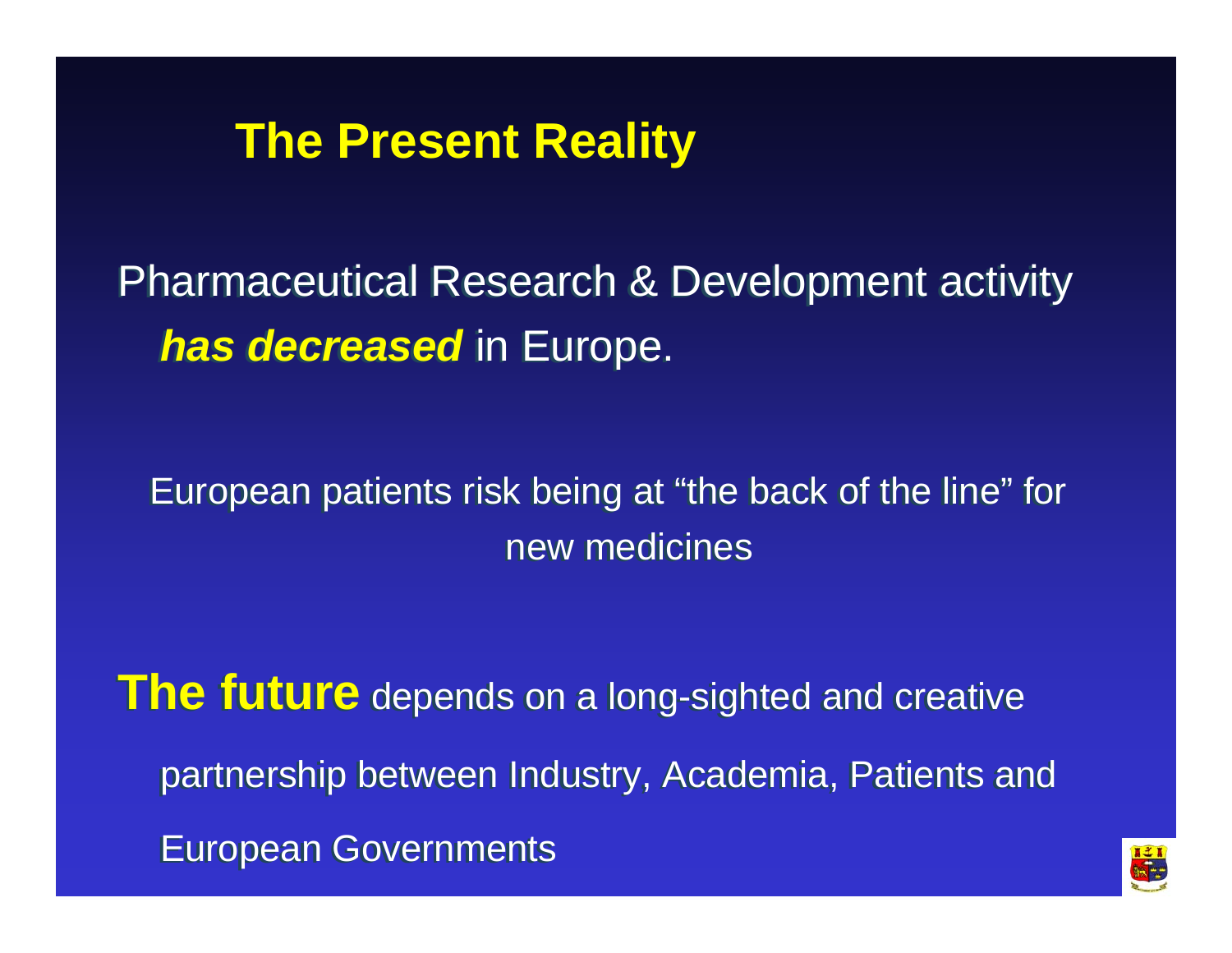# The Present Reality

Pharmaceutical Research & Development activity ***has decreased*** in Europe.

European patients risk being at "the back of the line" for new medicines

**The future** depends on a long-sighted and creative partnership between Industry, Academia, Patients and European Governments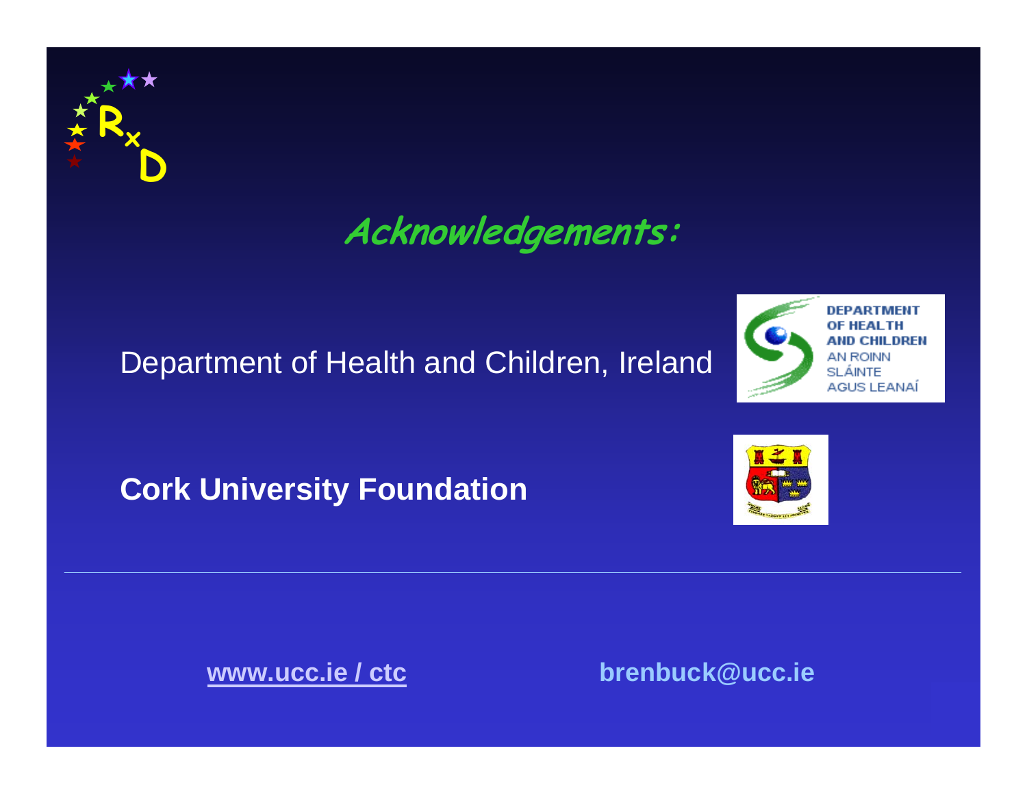R x D

# Acknowledgements:

Department of Health and Children, Ireland

DEPARTMENT OF HEALTH AND CHILDREN
AN ROINN SLÁINTE AGUS LEANAÍ

**Cork University Foundation**

---

**www.ucc.ie / ctc**

**brenbuck@ucc.ie**